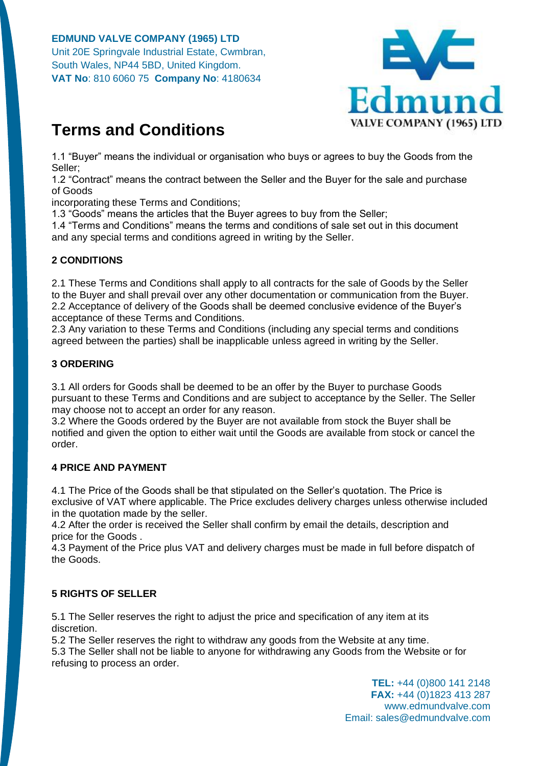**EDMUND VALVE COMPANY (1965) LTD**
Unit 20E Springvale Industrial Estate, Cwmbran,
South Wales, NP44 5BD, United Kingdom.
**VAT No**: 810 6060 75 **Company No**: 4180634

# Terms and Conditions

1.1 “Buyer” means the individual or organisation who buys or agrees to buy the Goods from the Seller;
1.2 “Contract” means the contract between the Seller and the Buyer for the sale and purchase of Goods
incorporating these Terms and Conditions;
1.3 “Goods” means the articles that the Buyer agrees to buy from the Seller;
1.4 “Terms and Conditions” means the terms and conditions of sale set out in this document and any special terms and conditions agreed in writing by the Seller.

## 2 CONDITIONS

2.1 These Terms and Conditions shall apply to all contracts for the sale of Goods by the Seller to the Buyer and shall prevail over any other documentation or communication from the Buyer.
2.2 Acceptance of delivery of the Goods shall be deemed conclusive evidence of the Buyer’s acceptance of these Terms and Conditions.
2.3 Any variation to these Terms and Conditions (including any special terms and conditions agreed between the parties) shall be inapplicable unless agreed in writing by the Seller.

## 3 ORDERING

3.1 All orders for Goods shall be deemed to be an offer by the Buyer to purchase Goods pursuant to these Terms and Conditions and are subject to acceptance by the Seller. The Seller may choose not to accept an order for any reason.
3.2 Where the Goods ordered by the Buyer are not available from stock the Buyer shall be notified and given the option to either wait until the Goods are available from stock or cancel the order.

## 4 PRICE AND PAYMENT

4.1 The Price of the Goods shall be that stipulated on the Seller’s quotation. The Price is exclusive of VAT where applicable. The Price excludes delivery charges unless otherwise included in the quotation made by the seller.
4.2 After the order is received the Seller shall confirm by email the details, description and price for the Goods .
4.3 Payment of the Price plus VAT and delivery charges must be made in full before dispatch of the Goods.

## 5 RIGHTS OF SELLER

5.1 The Seller reserves the right to adjust the price and specification of any item at its discretion.
5.2 The Seller reserves the right to withdraw any goods from the Website at any time.
5.3 The Seller shall not be liable to anyone for withdrawing any Goods from the Website or for refusing to process an order.

**TEL:** +44 (0)800 141 2148
**FAX:** +44 (0)1823 413 287
www.edmundvalve.com
Email: sales@edmundvalve.com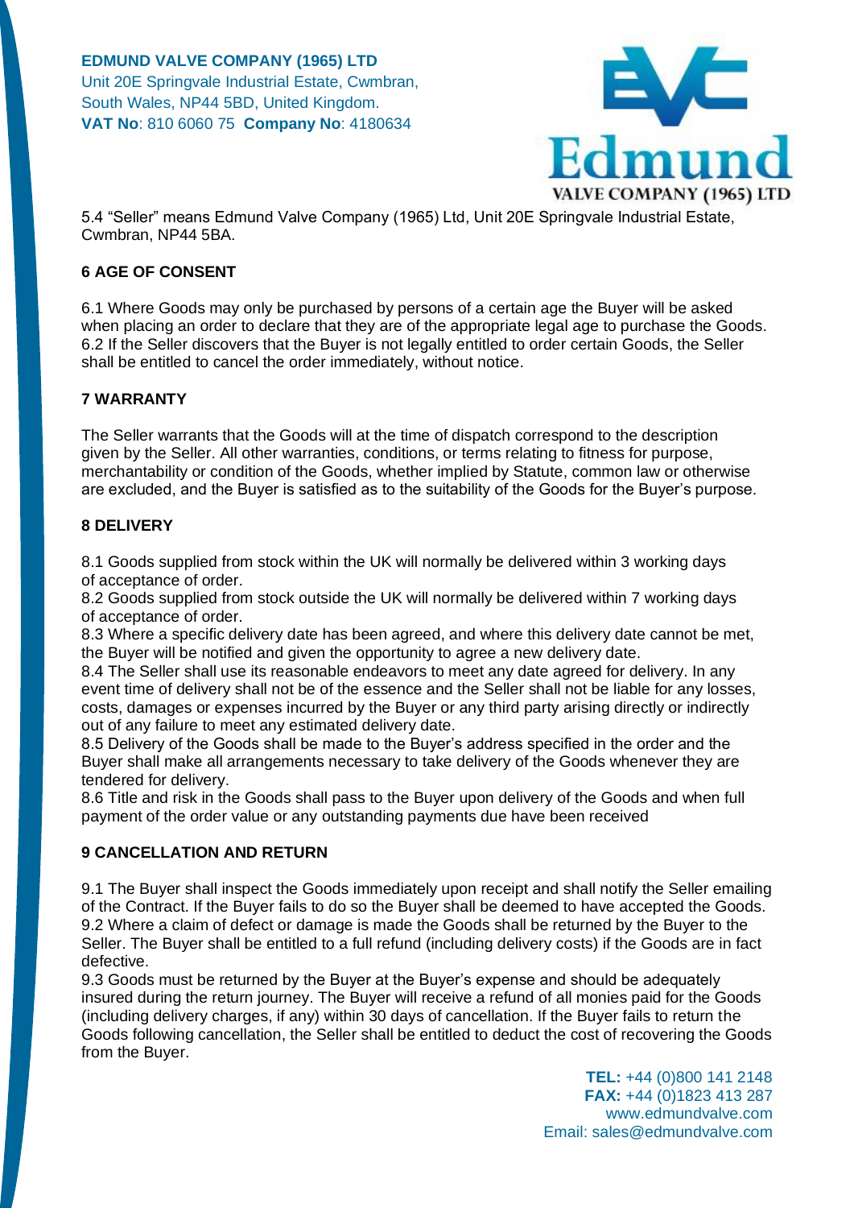5.4 "Seller" means Edmund Valve Company (1965) Ltd, Unit 20E Springvale Industrial Estate, Cwmbran, NP44 5BA.

## 6 AGE OF CONSENT

6.1 Where Goods may only be purchased by persons of a certain age the Buyer will be asked when placing an order to declare that they are of the appropriate legal age to purchase the Goods.
6.2 If the Seller discovers that the Buyer is not legally entitled to order certain Goods, the Seller shall be entitled to cancel the order immediately, without notice.

## 7 WARRANTY

The Seller warrants that the Goods will at the time of dispatch correspond to the description given by the Seller. All other warranties, conditions, or terms relating to fitness for purpose, merchantability or condition of the Goods, whether implied by Statute, common law or otherwise are excluded, and the Buyer is satisfied as to the suitability of the Goods for the Buyer's purpose.

## 8 DELIVERY

8.1 Goods supplied from stock within the UK will normally be delivered within 3 working days of acceptance of order.
8.2 Goods supplied from stock outside the UK will normally be delivered within 7 working days of acceptance of order.
8.3 Where a specific delivery date has been agreed, and where this delivery date cannot be met, the Buyer will be notified and given the opportunity to agree a new delivery date.
8.4 The Seller shall use its reasonable endeavors to meet any date agreed for delivery. In any event time of delivery shall not be of the essence and the Seller shall not be liable for any losses, costs, damages or expenses incurred by the Buyer or any third party arising directly or indirectly out of any failure to meet any estimated delivery date.
8.5 Delivery of the Goods shall be made to the Buyer's address specified in the order and the Buyer shall make all arrangements necessary to take delivery of the Goods whenever they are tendered for delivery.
8.6 Title and risk in the Goods shall pass to the Buyer upon delivery of the Goods and when full payment of the order value or any outstanding payments due have been received

## 9 CANCELLATION AND RETURN

9.1 The Buyer shall inspect the Goods immediately upon receipt and shall notify the Seller emailing of the Contract. If the Buyer fails to do so the Buyer shall be deemed to have accepted the Goods.
9.2 Where a claim of defect or damage is made the Goods shall be returned by the Buyer to the Seller. The Buyer shall be entitled to a full refund (including delivery costs) if the Goods are in fact defective.
9.3 Goods must be returned by the Buyer at the Buyer's expense and should be adequately insured during the return journey. The Buyer will receive a refund of all monies paid for the Goods (including delivery charges, if any) within 30 days of cancellation. If the Buyer fails to return the Goods following cancellation, the Seller shall be entitled to deduct the cost of recovering the Goods from the Buyer.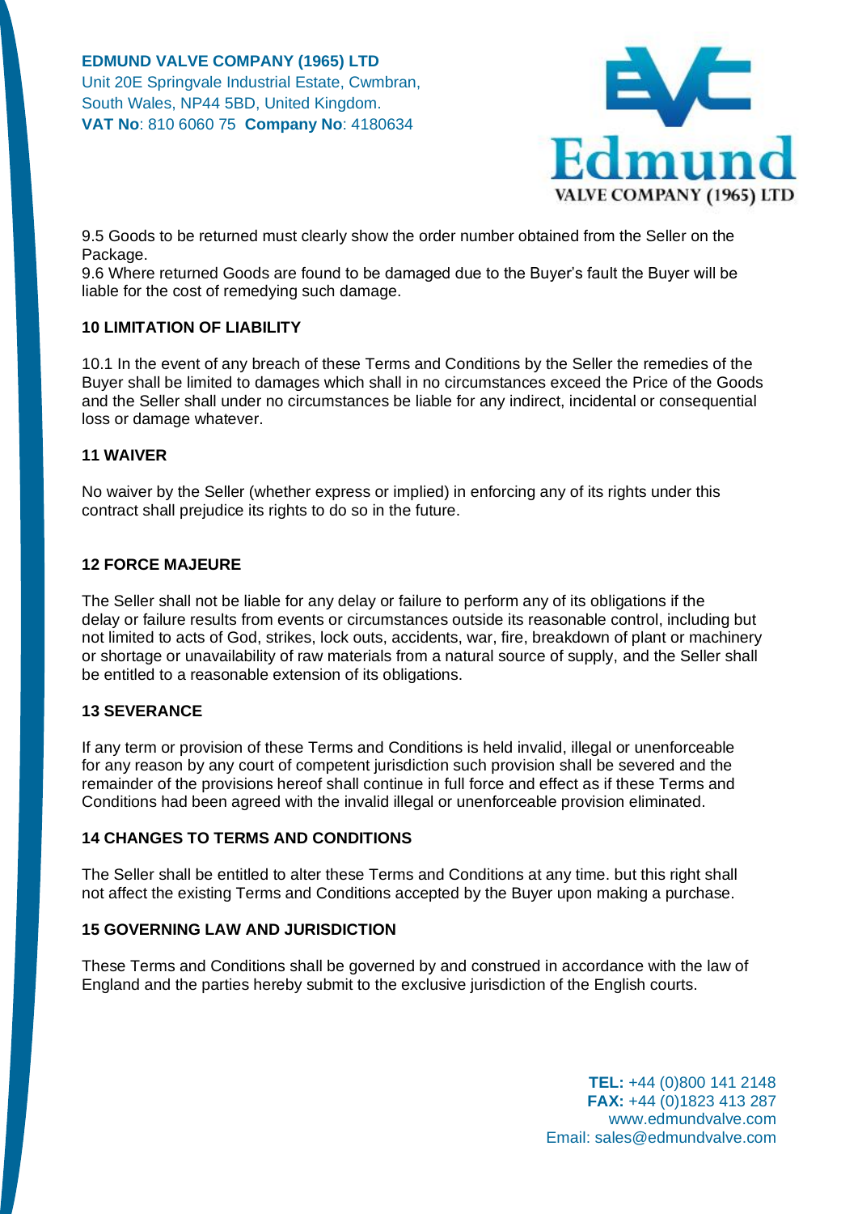9.5 Goods to be returned must clearly show the order number obtained from the Seller on the Package.

9.6 Where returned Goods are found to be damaged due to the Buyer's fault the Buyer will be liable for the cost of remedying such damage.

**10 LIMITATION OF LIABILITY**

10.1 In the event of any breach of these Terms and Conditions by the Seller the remedies of the Buyer shall be limited to damages which shall in no circumstances exceed the Price of the Goods and the Seller shall under no circumstances be liable for any indirect, incidental or consequential loss or damage whatever.

**11 WAIVER**

No waiver by the Seller (whether express or implied) in enforcing any of its rights under this contract shall prejudice its rights to do so in the future.

**12 FORCE MAJEURE**

The Seller shall not be liable for any delay or failure to perform any of its obligations if the delay or failure results from events or circumstances outside its reasonable control, including but not limited to acts of God, strikes, lock outs, accidents, war, fire, breakdown of plant or machinery or shortage or unavailability of raw materials from a natural source of supply, and the Seller shall be entitled to a reasonable extension of its obligations.

**13 SEVERANCE**

If any term or provision of these Terms and Conditions is held invalid, illegal or unenforceable for any reason by any court of competent jurisdiction such provision shall be severed and the remainder of the provisions hereof shall continue in full force and effect as if these Terms and Conditions had been agreed with the invalid illegal or unenforceable provision eliminated.

**14 CHANGES TO TERMS AND CONDITIONS**

The Seller shall be entitled to alter these Terms and Conditions at any time. but this right shall not affect the existing Terms and Conditions accepted by the Buyer upon making a purchase.

**15 GOVERNING LAW AND JURISDICTION**

These Terms and Conditions shall be governed by and construed in accordance with the law of England and the parties hereby submit to the exclusive jurisdiction of the English courts.